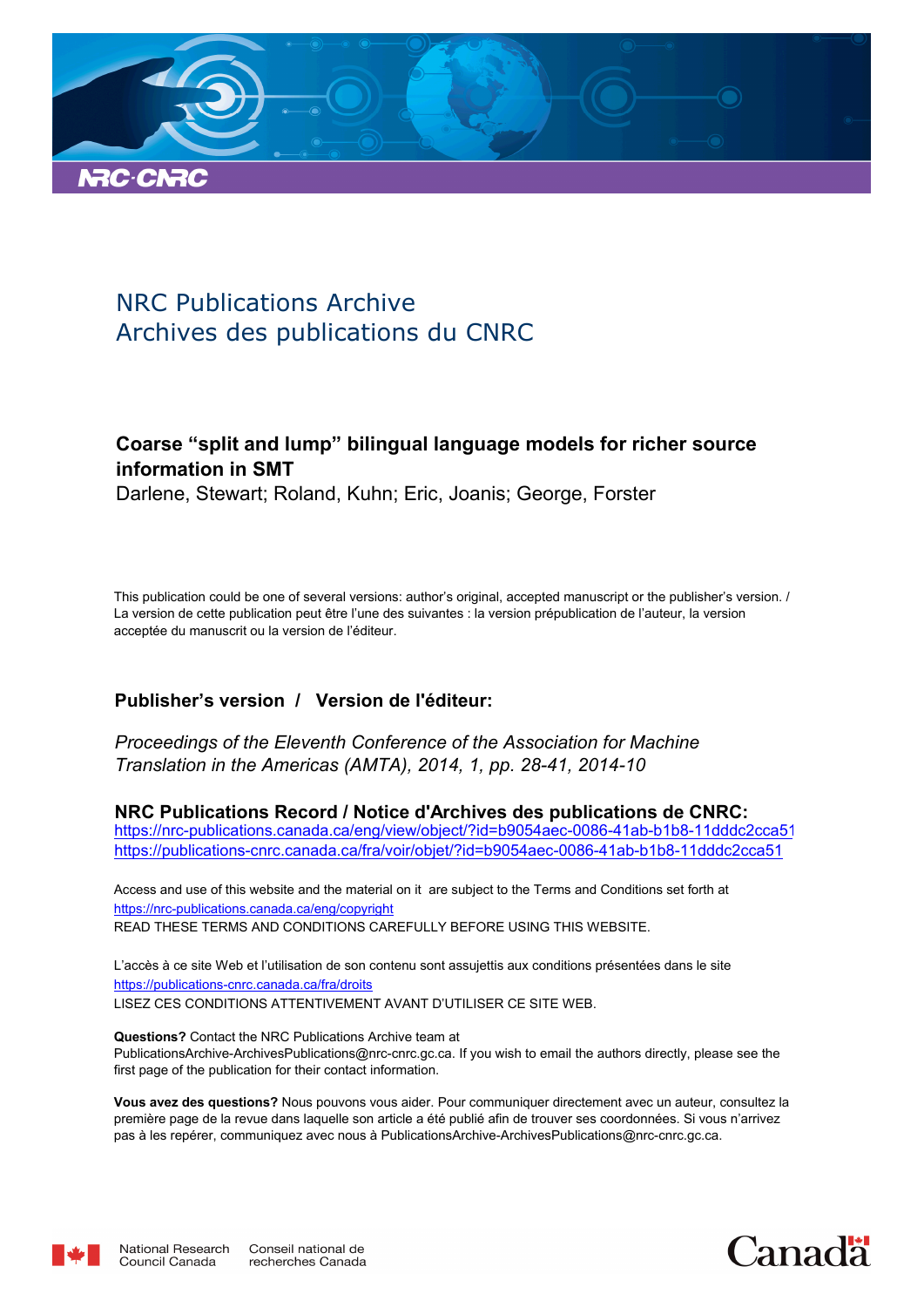NRC Publications Archive
Archives des publications du CNRC

**Coarse “split and lump” bilingual language models for richer source information in SMT**
Darlene, Stewart; Roland, Kuhn; Eric, Joanis; George, Forster

This publication could be one of several versions: author’s original, accepted manuscript or the publisher’s version. / La version de cette publication peut être l’une des suivantes : la version prépublication de l’auteur, la version acceptée du manuscrit ou la version de l’éditeur.

**Publisher’s version / Version de l'éditeur:**

*Proceedings of the Eleventh Conference of the Association for Machine Translation in the Americas (AMTA), 2014, 1, pp. 28-41, 2014-10*

**NRC Publications Record / Notice d'Archives des publications de CNRC:**
https://nrc-publications.canada.ca/eng/view/object/?id=b9054aec-0086-41ab-b1b8-11dddc2cca51
https://publications-cnrc.canada.ca/fra/voir/objet/?id=b9054aec-0086-41ab-b1b8-11dddc2cca51

Access and use of this website and the material on it are subject to the Terms and Conditions set forth at https://nrc-publications.canada.ca/eng/copyright
READ THESE TERMS AND CONDITIONS CAREFULLY BEFORE USING THIS WEBSITE.

L’accès à ce site Web et l’utilisation de son contenu sont assujettis aux conditions présentées dans le site https://publications-cnrc.canada.ca/fra/droits
LISEZ CES CONDITIONS ATTENTIVEMENT AVANT D’UTILISER CE SITE WEB.

**Questions?** Contact the NRC Publications Archive team at PublicationsArchive-ArchivesPublications@nrc-cnrc.gc.ca. If you wish to email the authors directly, please see the first page of the publication for their contact information.

**Vous avez des questions?** Nous pouvons vous aider. Pour communiquer directement avec un auteur, consultez la première page de la revue dans laquelle son article a été publié afin de trouver ses coordonnées. Si vous n’arrivez pas à les repérer, communiquez avec nous à PublicationsArchive-ArchivesPublications@nrc-cnrc.gc.ca.

National Research Council Canada
Conseil national de recherches Canada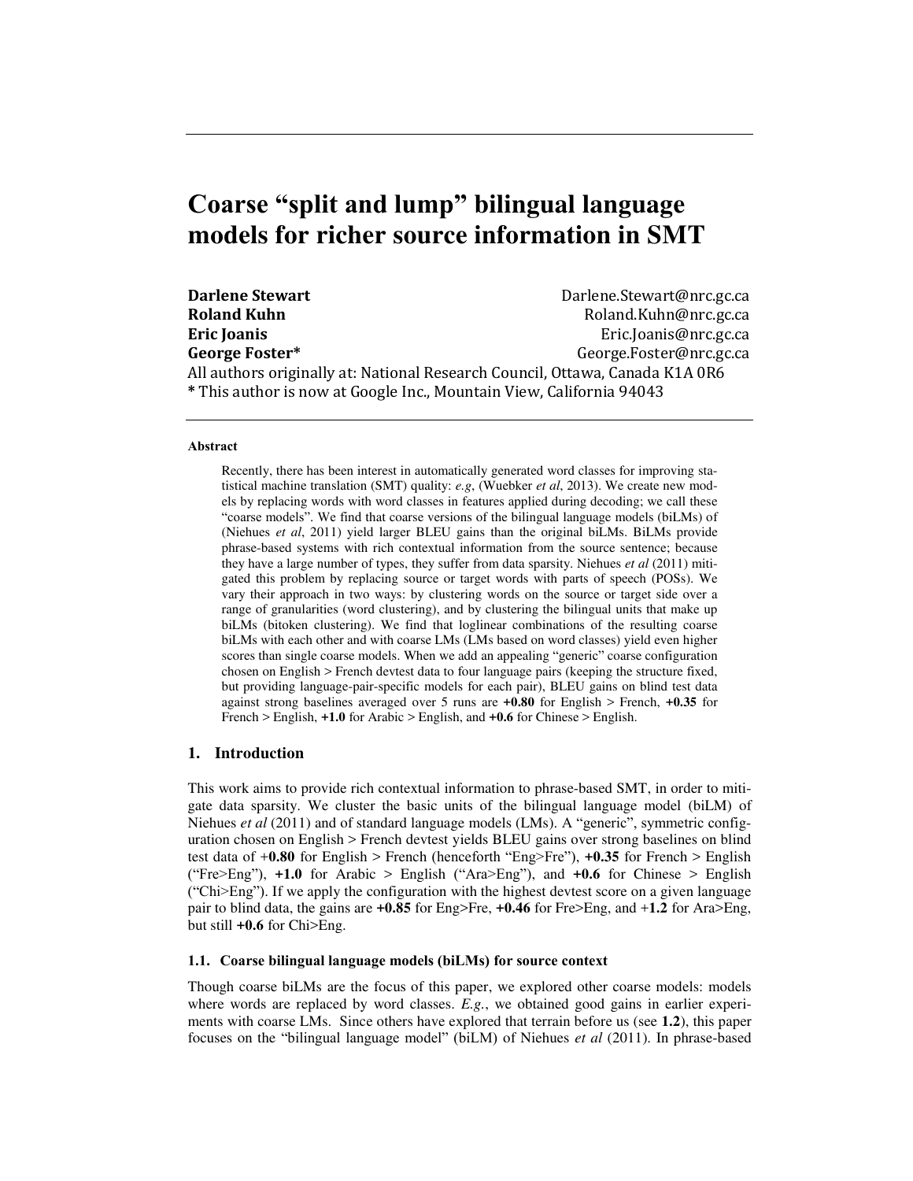# Coarse "split and lump" bilingual language models for richer source information in SMT

**Darlene Stewart** Darlene.Stewart@nrc.gc.ca
**Roland Kuhn** Roland.Kuhn@nrc.gc.ca
**Eric Joanis** Eric.Joanis@nrc.gc.ca
**George Foster*** George.Foster@nrc.gc.ca
All authors originally at: National Research Council, Ottawa, Canada K1A 0R6
* This author is now at Google Inc., Mountain View, California 94043

#### Abstract

Recently, there has been interest in automatically generated word classes for improving statistical machine translation (SMT) quality: *e.g*, (Wuebker *et al*, 2013). We create new models by replacing words with word classes in features applied during decoding; we call these "coarse models". We find that coarse versions of the bilingual language models (biLMs) of (Niehues *et al*, 2011) yield larger BLEU gains than the original biLMs. BiLMs provide phrase-based systems with rich contextual information from the source sentence; because they have a large number of types, they suffer from data sparsity. Niehues *et al* (2011) mitigated this problem by replacing source or target words with parts of speech (POSs). We vary their approach in two ways: by clustering words on the source or target side over a range of granularities (word clustering), and by clustering the bilingual units that make up biLMs (bitoken clustering). We find that loglinear combinations of the resulting coarse biLMs with each other and with coarse LMs (LMs based on word classes) yield even higher scores than single coarse models. When we add an appealing "generic" coarse configuration chosen on English > French devtest data to four language pairs (keeping the structure fixed, but providing language-pair-specific models for each pair), BLEU gains on blind test data against strong baselines averaged over 5 runs are **+0.80** for English > French, **+0.35** for French > English, **+1.0** for Arabic > English, and **+0.6** for Chinese > English.

## 1. Introduction

This work aims to provide rich contextual information to phrase-based SMT, in order to mitigate data sparsity. We cluster the basic units of the bilingual language model (biLM) of Niehues *et al* (2011) and of standard language models (LMs). A "generic", symmetric configuration chosen on English > French devtest yields BLEU gains over strong baselines on blind test data of +**0.80** for English > French (henceforth "Eng>Fre"), **+0.35** for French > English ("Fre>Eng"), **+1.0** for Arabic > English ("Ara>Eng"), and **+0.6** for Chinese > English ("Chi>Eng"). If we apply the configuration with the highest devtest score on a given language pair to blind data, the gains are **+0.85** for Eng>Fre, **+0.46** for Fre>Eng, and +**1.2** for Ara>Eng, but still **+0.6** for Chi>Eng.

### 1.1. Coarse bilingual language models (biLMs) for source context

Though coarse biLMs are the focus of this paper, we explored other coarse models: models where words are replaced by word classes. *E.g*., we obtained good gains in earlier experiments with coarse LMs. Since others have explored that terrain before us (see **1.2**), this paper focuses on the "bilingual language model" (biLM) of Niehues *et al* (2011). In phrase-based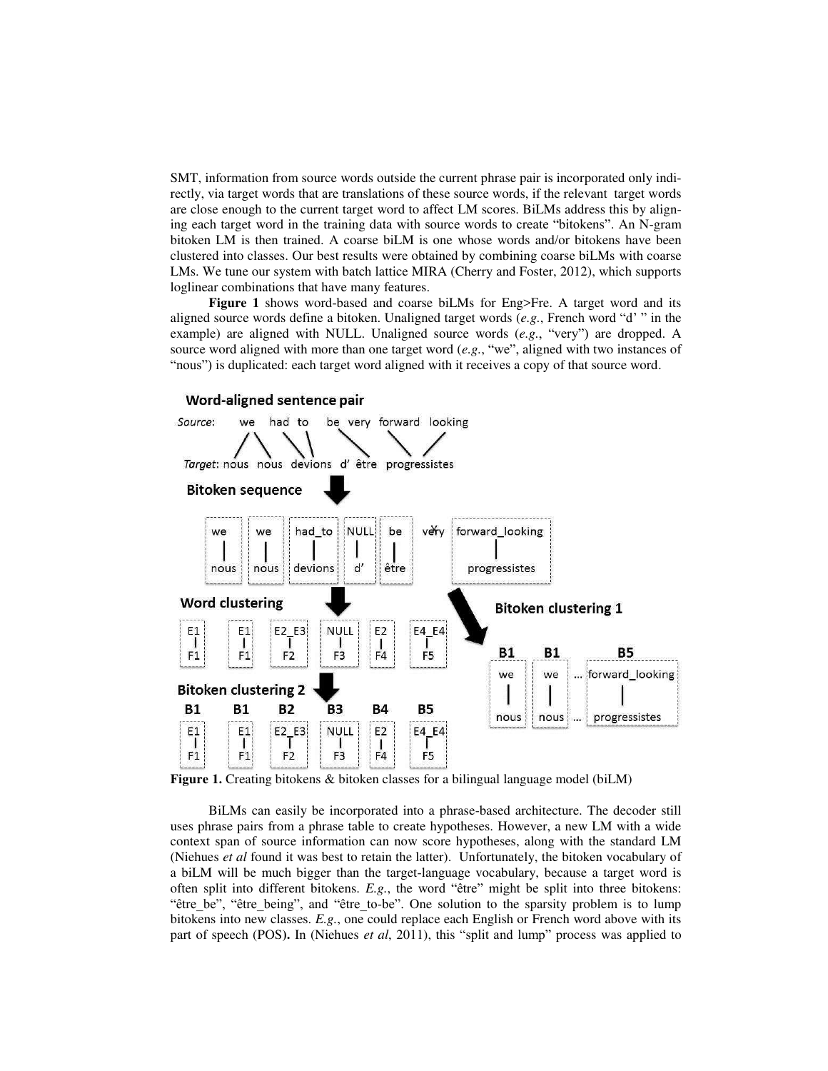SMT, information from source words outside the current phrase pair is incorporated only indirectly, via target words that are translations of these source words, if the relevant target words are close enough to the current target word to affect LM scores. BiLMs address this by aligning each target word in the training data with source words to create "bitokens". An N-gram bitoken LM is then trained. A coarse biLM is one whose words and/or bitokens have been clustered into classes. Our best results were obtained by combining coarse biLMs with coarse LMs. We tune our system with batch lattice MIRA (Cherry and Foster, 2012), which supports loglinear combinations that have many features.

**Figure 1** shows word-based and coarse biLMs for Eng>Fre. A target word and its aligned source words define a bitoken. Unaligned target words (*e.g.*, French word "d' " in the example) are aligned with NULL. Unaligned source words (*e.g.*, "very") are dropped. A source word aligned with more than one target word (*e.g.*, "we", aligned with two instances of "nous") is duplicated: each target word aligned with it receives a copy of that source word.

**Figure 1.** Creating bitokens & bitoken classes for a bilingual language model (biLM)

BiLMs can easily be incorporated into a phrase-based architecture. The decoder still uses phrase pairs from a phrase table to create hypotheses. However, a new LM with a wide context span of source information can now score hypotheses, along with the standard LM (Niehues *et al* found it was best to retain the latter). Unfortunately, the bitoken vocabulary of a biLM will be much bigger than the target-language vocabulary, because a target word is often split into different bitokens. *E.g.*, the word "être" might be split into three bitokens: "être_be", "être_being", and "être_to-be". One solution to the sparsity problem is to lump bitokens into new classes. *E.g.*, one could replace each English or French word above with its part of speech (POS). In (Niehues *et al*, 2011), this "split and lump" process was applied to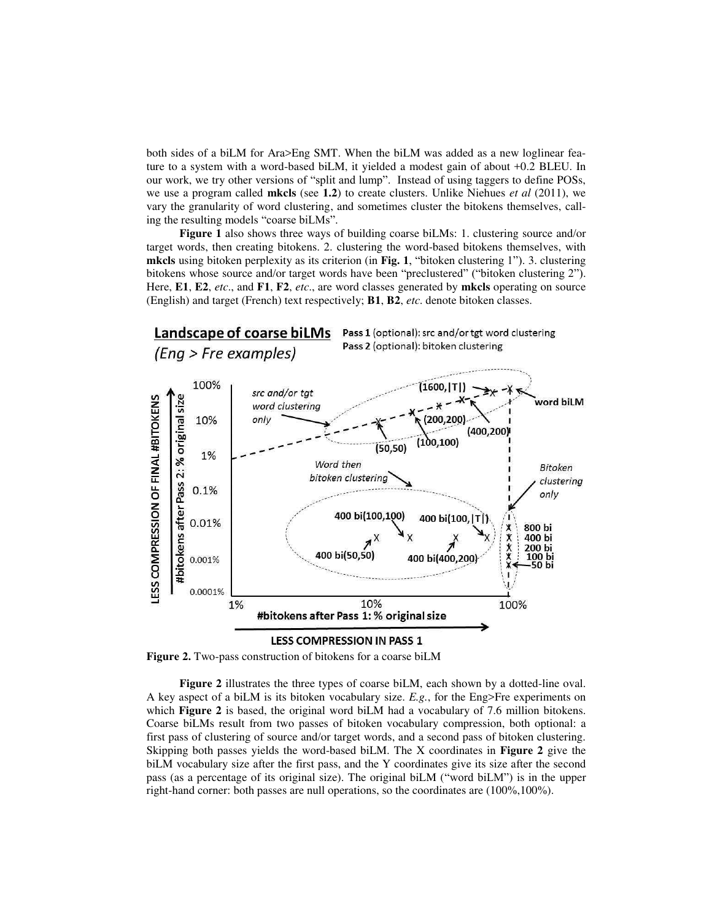both sides of a biLM for Ara>Eng SMT. When the biLM was added as a new loglinear feature to a system with a word-based biLM, it yielded a modest gain of about +0.2 BLEU. In our work, we try other versions of "split and lump". Instead of using taggers to define POSs, we use a program called **mkcls** (see **1.2**) to create clusters. Unlike Niehues *et al* (2011), we vary the granularity of word clustering, and sometimes cluster the bitokens themselves, calling the resulting models "coarse biLMs".

**Figure 1** also shows three ways of building coarse biLMs: 1. clustering source and/or target words, then creating bitokens. 2. clustering the word-based bitokens themselves, with **mkcls** using bitoken perplexity as its criterion (in **Fig. 1**, "bitoken clustering 1"). 3. clustering bitokens whose source and/or target words have been "preclustered" ("bitoken clustering 2"). Here, **E1**, **E2**, *etc*., and **F1**, **F2**, *etc*., are word classes generated by **mkcls** operating on source (English) and target (French) text respectively; **B1**, **B2**, *etc.* denote bitoken classes.

**Figure 2.** Two-pass construction of bitokens for a coarse biLM

**Figure 2** illustrates the three types of coarse biLM, each shown by a dotted-line oval. A key aspect of a biLM is its bitoken vocabulary size. *E.g.*, for the Eng>Fre experiments on which **Figure 2** is based, the original word biLM had a vocabulary of 7.6 million bitokens. Coarse biLMs result from two passes of bitoken vocabulary compression, both optional: a first pass of clustering of source and/or target words, and a second pass of bitoken clustering. Skipping both passes yields the word-based biLM. The X coordinates in **Figure 2** give the biLM vocabulary size after the first pass, and the Y coordinates give its size after the second pass (as a percentage of its original size). The original biLM ("word biLM") is in the upper right-hand corner: both passes are null operations, so the coordinates are (100%,100%).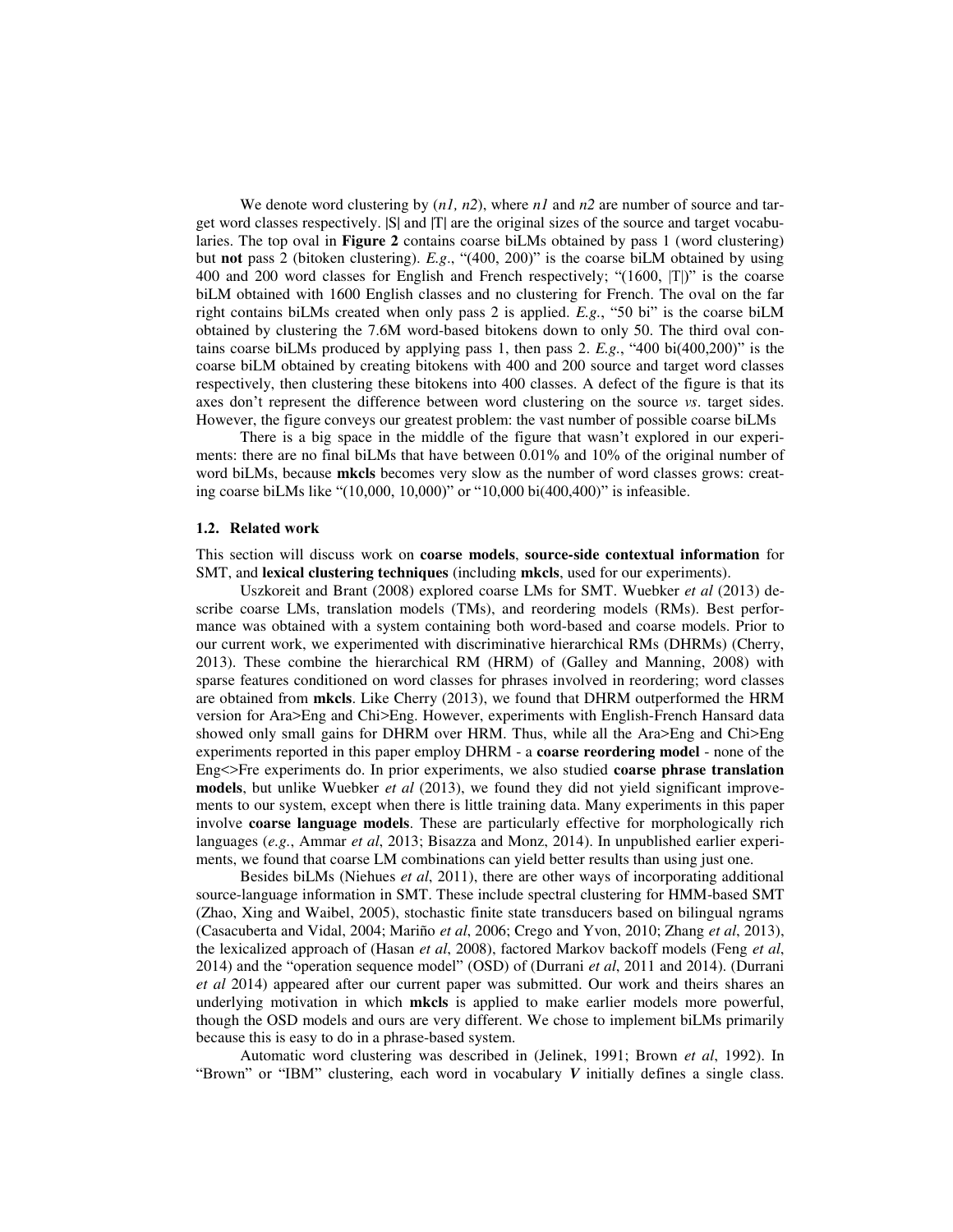We denote word clustering by (*n1, n2*), where *n1* and *n2* are number of source and target word classes respectively. |S| and |T| are the original sizes of the source and target vocabularies. The top oval in **Figure 2** contains coarse biLMs obtained by pass 1 (word clustering) but **not** pass 2 (bitoken clustering). *E.g*., "(400, 200)" is the coarse biLM obtained by using 400 and 200 word classes for English and French respectively; "(1600, |T|)" is the coarse biLM obtained with 1600 English classes and no clustering for French. The oval on the far right contains biLMs created when only pass 2 is applied. *E.g.*, "50 bi" is the coarse biLM obtained by clustering the 7.6M word-based bitokens down to only 50. The third oval contains coarse biLMs produced by applying pass 1, then pass 2. *E.g.*, "400 bi(400,200)" is the coarse biLM obtained by creating bitokens with 400 and 200 source and target word classes respectively, then clustering these bitokens into 400 classes. A defect of the figure is that its axes don't represent the difference between word clustering on the source *vs*. target sides. However, the figure conveys our greatest problem: the vast number of possible coarse biLMs

There is a big space in the middle of the figure that wasn't explored in our experiments: there are no final biLMs that have between 0.01% and 10% of the original number of word biLMs, because **mkcls** becomes very slow as the number of word classes grows: creating coarse biLMs like "(10,000, 10,000)" or "10,000 bi(400,400)" is infeasible.

### 1.2. Related work

This section will discuss work on **coarse models**, **source-side contextual information** for SMT, and **lexical clustering techniques** (including **mkcls**, used for our experiments).

Uszkoreit and Brant (2008) explored coarse LMs for SMT. Wuebker *et al* (2013) describe coarse LMs, translation models (TMs), and reordering models (RMs). Best performance was obtained with a system containing both word-based and coarse models. Prior to our current work, we experimented with discriminative hierarchical RMs (DHRMs) (Cherry, 2013). These combine the hierarchical RM (HRM) of (Galley and Manning, 2008) with sparse features conditioned on word classes for phrases involved in reordering; word classes are obtained from **mkcls**. Like Cherry (2013), we found that DHRM outperformed the HRM version for Ara>Eng and Chi>Eng. However, experiments with English-French Hansard data showed only small gains for DHRM over HRM. Thus, while all the Ara>Eng and Chi>Eng experiments reported in this paper employ DHRM - a **coarse reordering model** - none of the Eng<>Fre experiments do. In prior experiments, we also studied **coarse phrase translation models**, but unlike Wuebker *et al* (2013), we found they did not yield significant improvements to our system, except when there is little training data. Many experiments in this paper involve **coarse language models**. These are particularly effective for morphologically rich languages (*e.g.*, Ammar *et al*, 2013; Bisazza and Monz, 2014). In unpublished earlier experiments, we found that coarse LM combinations can yield better results than using just one.

Besides biLMs (Niehues *et al*, 2011), there are other ways of incorporating additional source-language information in SMT. These include spectral clustering for HMM-based SMT (Zhao, Xing and Waibel, 2005), stochastic finite state transducers based on bilingual ngrams (Casacuberta and Vidal, 2004; Mariño *et al*, 2006; Crego and Yvon, 2010; Zhang *et al*, 2013), the lexicalized approach of (Hasan *et al*, 2008), factored Markov backoff models (Feng *et al*, 2014) and the "operation sequence model" (OSD) of (Durrani *et al*, 2011 and 2014). (Durrani *et al* 2014) appeared after our current paper was submitted. Our work and theirs shares an underlying motivation in which **mkcls** is applied to make earlier models more powerful, though the OSD models and ours are very different. We chose to implement biLMs primarily because this is easy to do in a phrase-based system.

Automatic word clustering was described in (Jelinek, 1991; Brown *et al*, 1992). In "Brown" or "IBM" clustering, each word in vocabulary ***V*** initially defines a single class.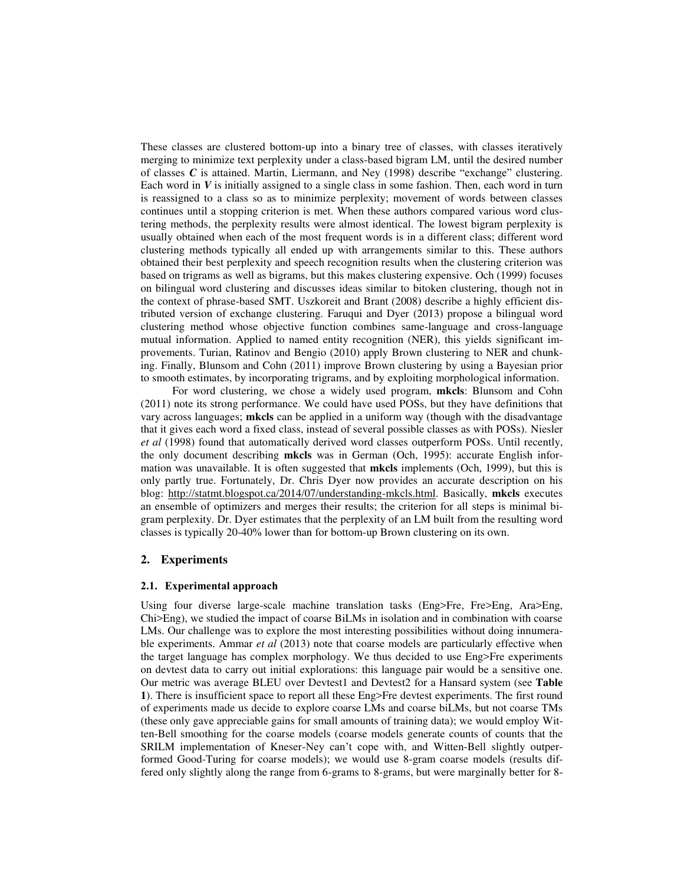These classes are clustered bottom-up into a binary tree of classes, with classes iteratively merging to minimize text perplexity under a class-based bigram LM, until the desired number of classes $C$ is attained. Martin, Liermann, and Ney (1998) describe "exchange" clustering. Each word in $V$ is initially assigned to a single class in some fashion. Then, each word in turn is reassigned to a class so as to minimize perplexity; movement of words between classes continues until a stopping criterion is met. When these authors compared various word clustering methods, the perplexity results were almost identical. The lowest bigram perplexity is usually obtained when each of the most frequent words is in a different class; different word clustering methods typically all ended up with arrangements similar to this. These authors obtained their best perplexity and speech recognition results when the clustering criterion was based on trigrams as well as bigrams, but this makes clustering expensive. Och (1999) focuses on bilingual word clustering and discusses ideas similar to bitoken clustering, though not in the context of phrase-based SMT. Uszkoreit and Brant (2008) describe a highly efficient distributed version of exchange clustering. Faruqui and Dyer (2013) propose a bilingual word clustering method whose objective function combines same-language and cross-language mutual information. Applied to named entity recognition (NER), this yields significant improvements. Turian, Ratinov and Bengio (2010) apply Brown clustering to NER and chunking. Finally, Blunsom and Cohn (2011) improve Brown clustering by using a Bayesian prior to smooth estimates, by incorporating trigrams, and by exploiting morphological information.

For word clustering, we chose a widely used program, **mkcls**: Blunsom and Cohn (2011) note its strong performance. We could have used POSs, but they have definitions that vary across languages; **mkcls** can be applied in a uniform way (though with the disadvantage that it gives each word a fixed class, instead of several possible classes as with POSs). Niesler *et al* (1998) found that automatically derived word classes outperform POSs. Until recently, the only document describing **mkcls** was in German (Och, 1995): accurate English information was unavailable. It is often suggested that **mkcls** implements (Och, 1999), but this is only partly true. Fortunately, Dr. Chris Dyer now provides an accurate description on his blog: http://statmt.blogspot.ca/2014/07/understanding-mkcls.html. Basically, **mkcls** executes an ensemble of optimizers and merges their results; the criterion for all steps is minimal bigram perplexity. Dr. Dyer estimates that the perplexity of an LM built from the resulting word classes is typically 20-40% lower than for bottom-up Brown clustering on its own.

## 2. Experiments

### 2.1. Experimental approach

Using four diverse large-scale machine translation tasks (Eng>Fre, Fre>Eng, Ara>Eng, Chi>Eng), we studied the impact of coarse BiLMs in isolation and in combination with coarse LMs. Our challenge was to explore the most interesting possibilities without doing innumerable experiments. Ammar *et al* (2013) note that coarse models are particularly effective when the target language has complex morphology. We thus decided to use Eng>Fre experiments on devtest data to carry out initial explorations: this language pair would be a sensitive one. Our metric was average BLEU over Devtest1 and Devtest2 for a Hansard system (see **Table 1**). There is insufficient space to report all these Eng>Fre devtest experiments. The first round of experiments made us decide to explore coarse LMs and coarse biLMs, but not coarse TMs (these only gave appreciable gains for small amounts of training data); we would employ Witten-Bell smoothing for the coarse models (coarse models generate counts of counts that the SRILM implementation of Kneser-Ney can't cope with, and Witten-Bell slightly outperformed Good-Turing for coarse models); we would use 8-gram coarse models (results differed only slightly along the range from 6-grams to 8-grams, but were marginally better for 8-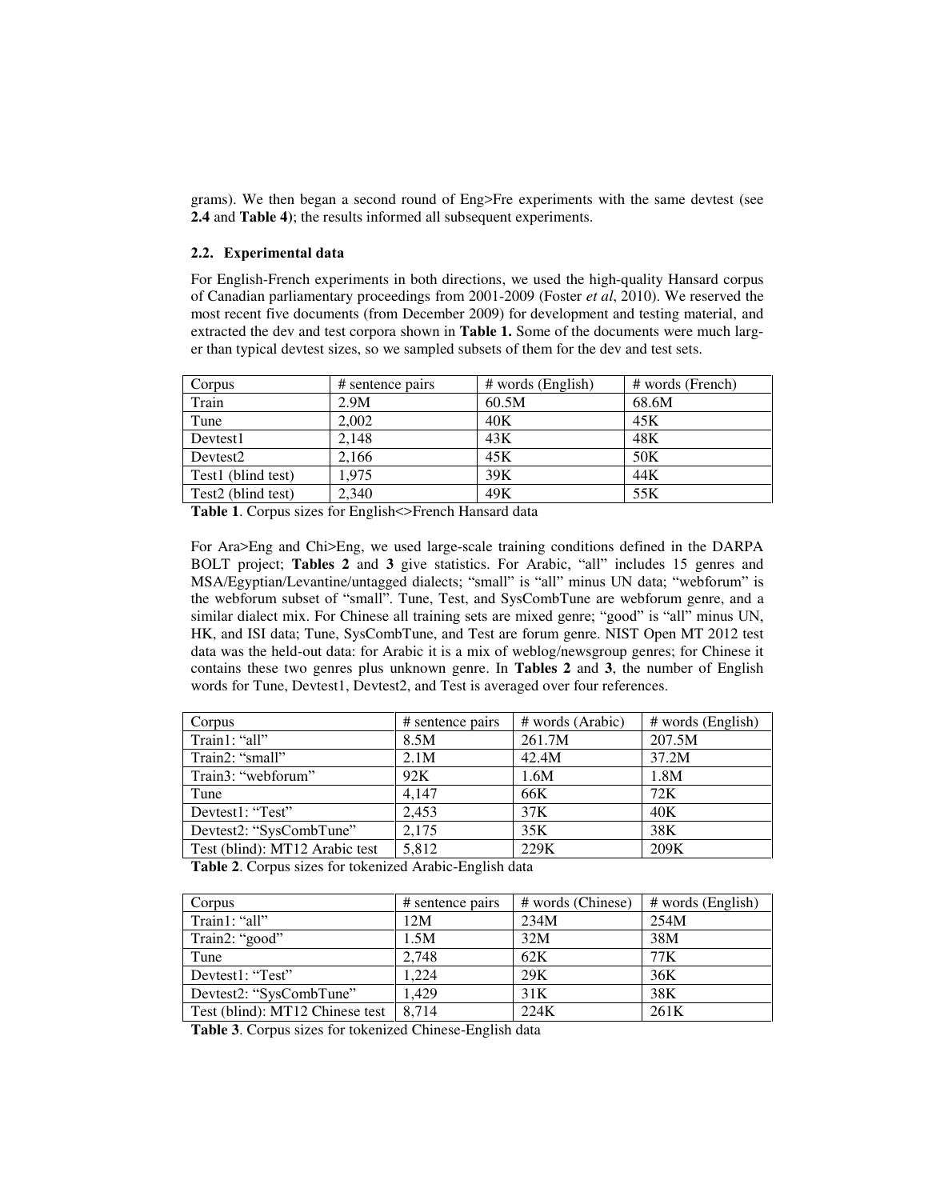grams). We then began a second round of Eng>Fre experiments with the same devtest (see **2.4** and **Table 4**); the results informed all subsequent experiments.

### 2.2. Experimental data

For English-French experiments in both directions, we used the high-quality Hansard corpus of Canadian parliamentary proceedings from 2001-2009 (Foster *et al*, 2010). We reserved the most recent five documents (from December 2009) for development and testing material, and extracted the dev and test corpora shown in **Table 1.** Some of the documents were much larger than typical devtest sizes, so we sampled subsets of them for the dev and test sets.

| Corpus | # sentence pairs | # words (English) | # words (French) |
|---|---|---|---|
| Train | 2.9M | 60.5M | 68.6M |
| Tune | 2,002 | 40K | 45K |
| Devtest1 | 2,148 | 43K | 48K |
| Devtest2 | 2,166 | 45K | 50K |
| Test1 (blind test) | 1,975 | 39K | 44K |
| Test2 (blind test) | 2,340 | 49K | 55K |

**Table 1**. Corpus sizes for English<>French Hansard data

For Ara>Eng and Chi>Eng, we used large-scale training conditions defined in the DARPA BOLT project; **Tables 2** and **3** give statistics. For Arabic, "all" includes 15 genres and MSA/Egyptian/Levantine/untagged dialects; "small" is "all" minus UN data; "webforum" is the webforum subset of "small". Tune, Test, and SysCombTune are webforum genre, and a similar dialect mix. For Chinese all training sets are mixed genre; "good" is "all" minus UN, HK, and ISI data; Tune, SysCombTune, and Test are forum genre. NIST Open MT 2012 test data was the held-out data: for Arabic it is a mix of weblog/newsgroup genres; for Chinese it contains these two genres plus unknown genre. In **Tables 2** and **3**, the number of English words for Tune, Devtest1, Devtest2, and Test is averaged over four references.

| Corpus | # sentence pairs | # words (Arabic) | # words (English) |
|---|---|---|---|
| Train1: "all" | 8.5M | 261.7M | 207.5M |
| Train2: "small" | 2.1M | 42.4M | 37.2M |
| Train3: "webforum" | 92K | 1.6M | 1.8M |
| Tune | 4,147 | 66K | 72K |
| Devtest1: "Test" | 2,453 | 37K | 40K |
| Devtest2: "SysCombTune" | 2,175 | 35K | 38K |
| Test (blind): MT12 Arabic test | 5,812 | 229K | 209K |

**Table 2**. Corpus sizes for tokenized Arabic-English data

| Corpus | # sentence pairs | # words (Chinese) | # words (English) |
|---|---|---|---|
| Train1: "all" | 12M | 234M | 254M |
| Train2: "good" | 1.5M | 32M | 38M |
| Tune | 2,748 | 62K | 77K |
| Devtest1: "Test" | 1,224 | 29K | 36K |
| Devtest2: "SysCombTune" | 1,429 | 31K | 38K |
| Test (blind): MT12 Chinese test | 8,714 | 224K | 261K |

**Table 3**. Corpus sizes for tokenized Chinese-English data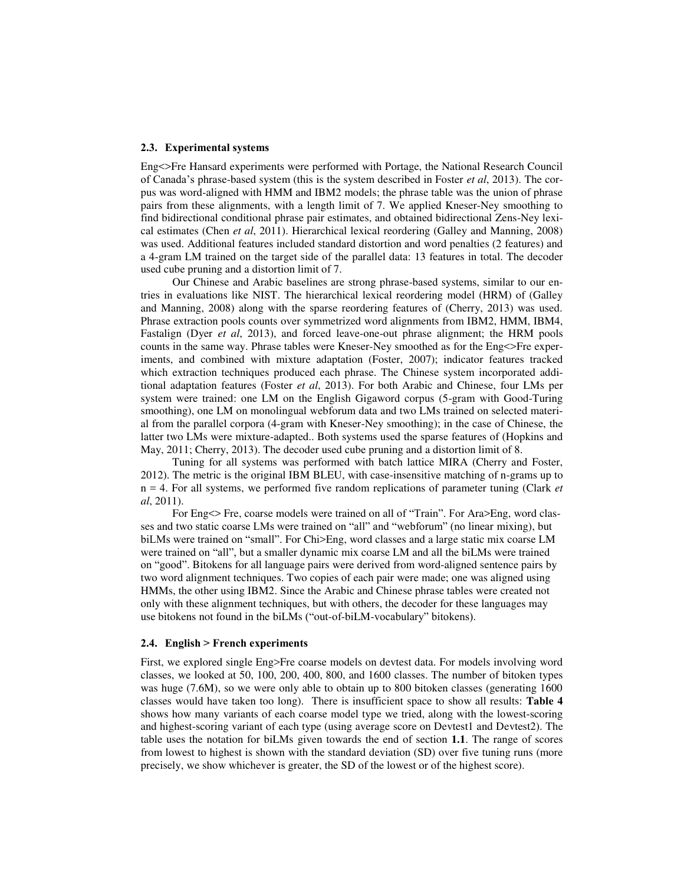### 2.3. Experimental systems

Eng<>Fre Hansard experiments were performed with Portage, the National Research Council of Canada's phrase-based system (this is the system described in Foster *et al*, 2013). The corpus was word-aligned with HMM and IBM2 models; the phrase table was the union of phrase pairs from these alignments, with a length limit of 7. We applied Kneser-Ney smoothing to find bidirectional conditional phrase pair estimates, and obtained bidirectional Zens-Ney lexical estimates (Chen *et al*, 2011). Hierarchical lexical reordering (Galley and Manning, 2008) was used. Additional features included standard distortion and word penalties (2 features) and a 4-gram LM trained on the target side of the parallel data: 13 features in total. The decoder used cube pruning and a distortion limit of 7.

Our Chinese and Arabic baselines are strong phrase-based systems, similar to our entries in evaluations like NIST. The hierarchical lexical reordering model (HRM) of (Galley and Manning, 2008) along with the sparse reordering features of (Cherry, 2013) was used. Phrase extraction pools counts over symmetrized word alignments from IBM2, HMM, IBM4, Fastalign (Dyer *et al*, 2013), and forced leave-one-out phrase alignment; the HRM pools counts in the same way. Phrase tables were Kneser-Ney smoothed as for the Eng<>Fre experiments, and combined with mixture adaptation (Foster, 2007); indicator features tracked which extraction techniques produced each phrase. The Chinese system incorporated additional adaptation features (Foster *et al*, 2013). For both Arabic and Chinese, four LMs per system were trained: one LM on the English Gigaword corpus (5-gram with Good-Turing smoothing), one LM on monolingual webforum data and two LMs trained on selected material from the parallel corpora (4-gram with Kneser-Ney smoothing); in the case of Chinese, the latter two LMs were mixture-adapted.. Both systems used the sparse features of (Hopkins and May, 2011; Cherry, 2013). The decoder used cube pruning and a distortion limit of 8.

Tuning for all systems was performed with batch lattice MIRA (Cherry and Foster, 2012). The metric is the original IBM BLEU, with case-insensitive matching of n-grams up to $n = 4$. For all systems, we performed five random replications of parameter tuning (Clark *et al*, 2011).

For Eng<> Fre, coarse models were trained on all of "Train". For Ara>Eng, word classes and two static coarse LMs were trained on "all" and "webforum" (no linear mixing), but biLMs were trained on "small". For Chi>Eng, word classes and a large static mix coarse LM were trained on "all", but a smaller dynamic mix coarse LM and all the biLMs were trained on "good". Bitokens for all language pairs were derived from word-aligned sentence pairs by two word alignment techniques. Two copies of each pair were made; one was aligned using HMMs, the other using IBM2. Since the Arabic and Chinese phrase tables were created not only with these alignment techniques, but with others, the decoder for these languages may use bitokens not found in the biLMs ("out-of-biLM-vocabulary" bitokens).

### 2.4. English > French experiments

First, we explored single Eng>Fre coarse models on devtest data. For models involving word classes, we looked at 50, 100, 200, 400, 800, and 1600 classes. The number of bitoken types was huge (7.6M), so we were only able to obtain up to 800 bitoken classes (generating 1600 classes would have taken too long). There is insufficient space to show all results: **Table 4** shows how many variants of each coarse model type we tried, along with the lowest-scoring and highest-scoring variant of each type (using average score on Devtest1 and Devtest2). The table uses the notation for biLMs given towards the end of section **1.1**. The range of scores from lowest to highest is shown with the standard deviation (SD) over five tuning runs (more precisely, we show whichever is greater, the SD of the lowest or of the highest score).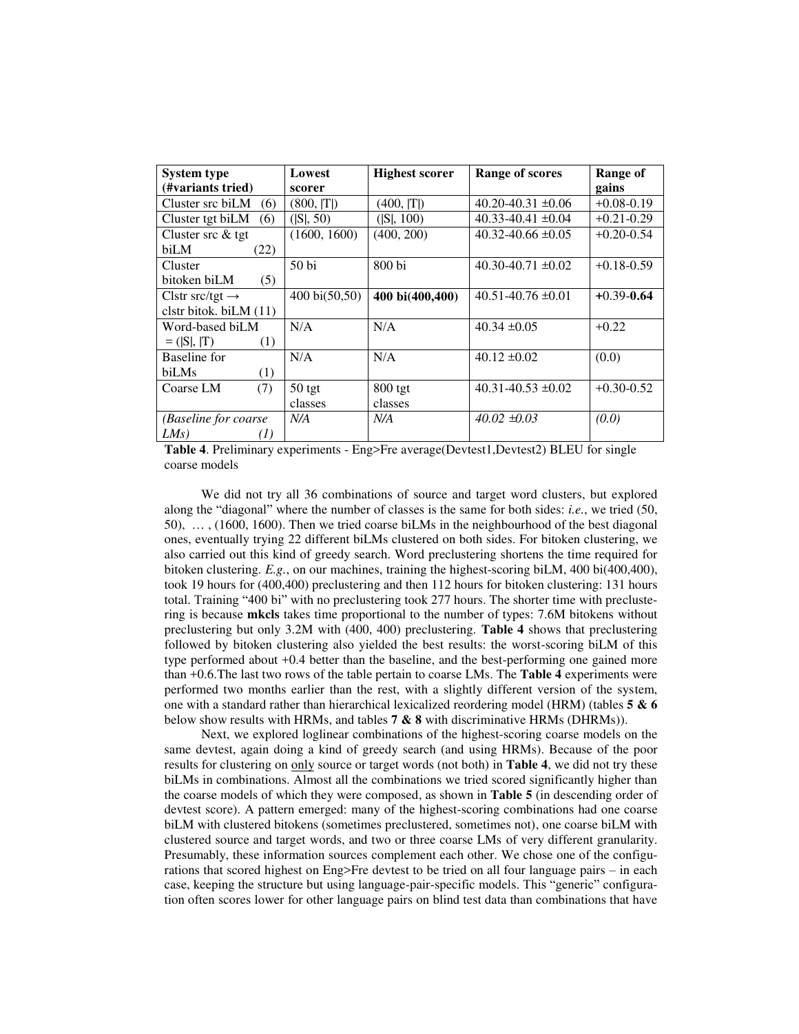| **System type (#variants tried)** | **Lowest scorer** | **Highest scorer** | **Range of scores** | **Range of gains** |
|---|---|---|---|---|
| Cluster src biLM (6) | (800, \|T\|) | (400, \|T\|) | 40.20-40.31 ±0.06 | +0.08-0.19 |
| Cluster tgt biLM (6) | (\|S\|, 50) | (\|S\|, 100) | 40.33-40.41 ±0.04 | +0.21-0.29 |
| Cluster src & tgt biLM (22) | (1600, 1600) | (400, 200) | 40.32-40.66 ±0.05 | +0.20-0.54 |
| Cluster bitoken biLM (5) | 50 bi | 800 bi | 40.30-40.71 ±0.02 | +0.18-0.59 |
| Clstr src/tgt → clstr bitok. biLM (11) | 400 bi(50,50) | **400 bi(400,400)** | 40.51-40.76 ±0.01 | **+**0.39-**0.64** |
| Word-based biLM = (\|S\|, \|T) (1) | N/A | N/A | 40.34 ±0.05 | +0.22 |
| Baseline for biLMs (1) | N/A | N/A | 40.12 ±0.02 | (0.0) |
| Coarse LM (7) | 50 tgt classes | 800 tgt classes | 40.31-40.53 ±0.02 | +0.30-0.52 |
| *(Baseline for coarse LMs) (1)* | *N/A* | *N/A* | *40.02 ±0.03* | *(0.0)* |

**Table 4**. Preliminary experiments - Eng>Fre average(Devtest1,Devtest2) BLEU for single coarse models

We did not try all 36 combinations of source and target word clusters, but explored along the "diagonal" where the number of classes is the same for both sides: *i.e.*, we tried (50, 50), … , (1600, 1600). Then we tried coarse biLMs in the neighbourhood of the best diagonal ones, eventually trying 22 different biLMs clustered on both sides. For bitoken clustering, we also carried out this kind of greedy search. Word preclustering shortens the time required for bitoken clustering. *E.g.*, on our machines, training the highest-scoring biLM, 400 bi(400,400), took 19 hours for (400,400) preclustering and then 112 hours for bitoken clustering: 131 hours total. Training "400 bi" with no preclustering took 277 hours. The shorter time with preclustering is because **mkcls** takes time proportional to the number of types: 7.6M bitokens without preclustering but only 3.2M with (400, 400) preclustering. **Table 4** shows that preclustering followed by bitoken clustering also yielded the best results: the worst-scoring biLM of this type performed about +0.4 better than the baseline, and the best-performing one gained more than +0.6.The last two rows of the table pertain to coarse LMs. The **Table 4** experiments were performed two months earlier than the rest, with a slightly different version of the system, one with a standard rather than hierarchical lexicalized reordering model (HRM) (tables **5 & 6** below show results with HRMs, and tables **7 & 8** with discriminative HRMs (DHRMs)).

Next, we explored loglinear combinations of the highest-scoring coarse models on the same devtest, again doing a kind of greedy search (and using HRMs). Because of the poor results for clustering on only source or target words (not both) in **Table 4**, we did not try these biLMs in combinations. Almost all the combinations we tried scored significantly higher than the coarse models of which they were composed, as shown in **Table 5** (in descending order of devtest score). A pattern emerged: many of the highest-scoring combinations had one coarse biLM with clustered bitokens (sometimes preclustered, sometimes not), one coarse biLM with clustered source and target words, and two or three coarse LMs of very different granularity. Presumably, these information sources complement each other. We chose one of the configurations that scored highest on Eng>Fre devtest to be tried on all four language pairs – in each case, keeping the structure but using language-pair-specific models. This "generic" configuration often scores lower for other language pairs on blind test data than combinations that have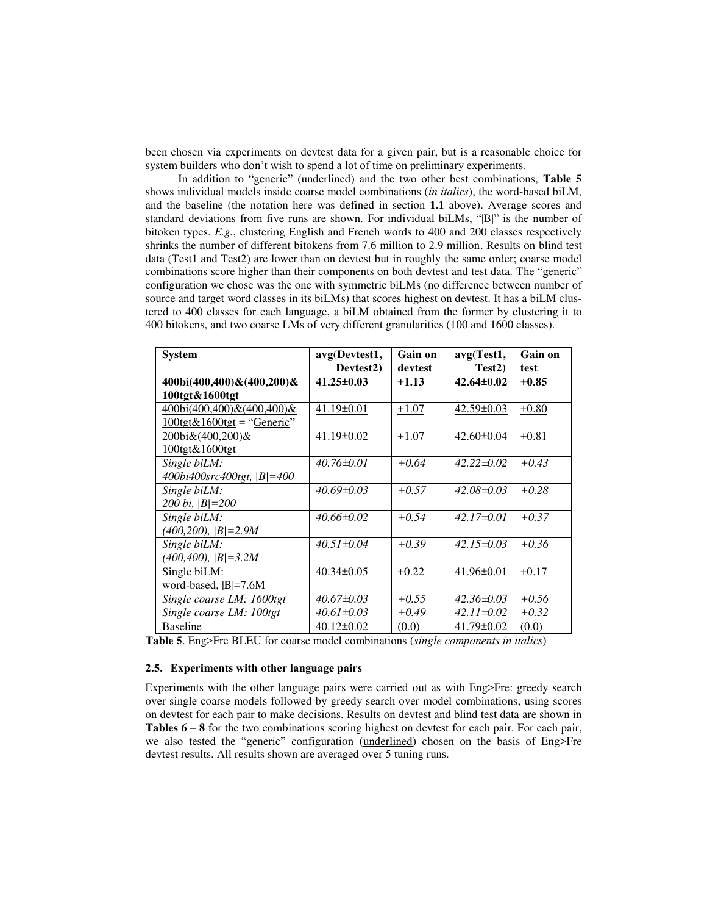been chosen via experiments on devtest data for a given pair, but is a reasonable choice for system builders who don't wish to spend a lot of time on preliminary experiments.

In addition to "generic" (underlined) and the two other best combinations, **Table 5** shows individual models inside coarse model combinations (*in italics*), the word-based biLM, and the baseline (the notation here was defined in section **1.1** above). Average scores and standard deviations from five runs are shown. For individual biLMs, "|B|" is the number of bitoken types. *E.g.*, clustering English and French words to 400 and 200 classes respectively shrinks the number of different bitokens from 7.6 million to 2.9 million. Results on blind test data (Test1 and Test2) are lower than on devtest but in roughly the same order; coarse model combinations score higher than their components on both devtest and test data. The "generic" configuration we chose was the one with symmetric biLMs (no difference between number of source and target word classes in its biLMs) that scores highest on devtest. It has a biLM clustered to 400 classes for each language, a biLM obtained from the former by clustering it to 400 bitokens, and two coarse LMs of very different granularities (100 and 1600 classes).

| System | avg(Devtest1, Devtest2) | Gain on devtest | avg(Test1, Test2) | Gain on test |
|---|---|---|---|---|
| **400bi(400,400)&(400,200)&100tgt&1600tgt** | **41.25±0.03** | **+1.13** | **42.64±0.02** | **+0.85** |
| 400bi(400,400)&(400,400)&100tgt&1600tgt = "Generic" | 41.19±0.01 | +1.07 | 42.59±0.03 | +0.80 |
| 200bi&(400,200)&100tgt&1600tgt | 41.19±0.02 | +1.07 | 42.60±0.04 | +0.81 |
| *Single biLM: 400bi400src400tgt, \|B\|=400* | *40.76±0.01* | *+0.64* | *42.22±0.02* | *+0.43* |
| *Single biLM: 200 bi, \|B\|=200* | *40.69±0.03* | *+0.57* | *42.08±0.03* | *+0.28* |
| *Single biLM: (400,200), \|B\|=2.9M* | *40.66±0.02* | *+0.54* | *42.17±0.01* | *+0.37* |
| *Single biLM: (400,400), \|B\|=3.2M* | *40.51±0.04* | *+0.39* | *42.15±0.03* | *+0.36* |
| Single biLM: word-based, \|B\|=7.6M | 40.34±0.05 | +0.22 | 41.96±0.01 | +0.17 |
| *Single coarse LM: 1600tgt* | *40.67±0.03* | *+0.55* | *42.36±0.03* | *+0.56* |
| *Single coarse LM: 100tgt* | *40.61±0.03* | *+0.49* | *42.11±0.02* | *+0.32* |
| Baseline | 40.12±0.02 | (0.0) | 41.79±0.02 | (0.0) |

**Table 5**. Eng>Fre BLEU for coarse model combinations (*single components in italics*)

### 2.5. Experiments with other language pairs

Experiments with the other language pairs were carried out as with Eng>Fre: greedy search over single coarse models followed by greedy search over model combinations, using scores on devtest for each pair to make decisions. Results on devtest and blind test data are shown in **Tables 6** – **8** for the two combinations scoring highest on devtest for each pair. For each pair, we also tested the "generic" configuration (underlined) chosen on the basis of Eng>Fre devtest results. All results shown are averaged over 5 tuning runs.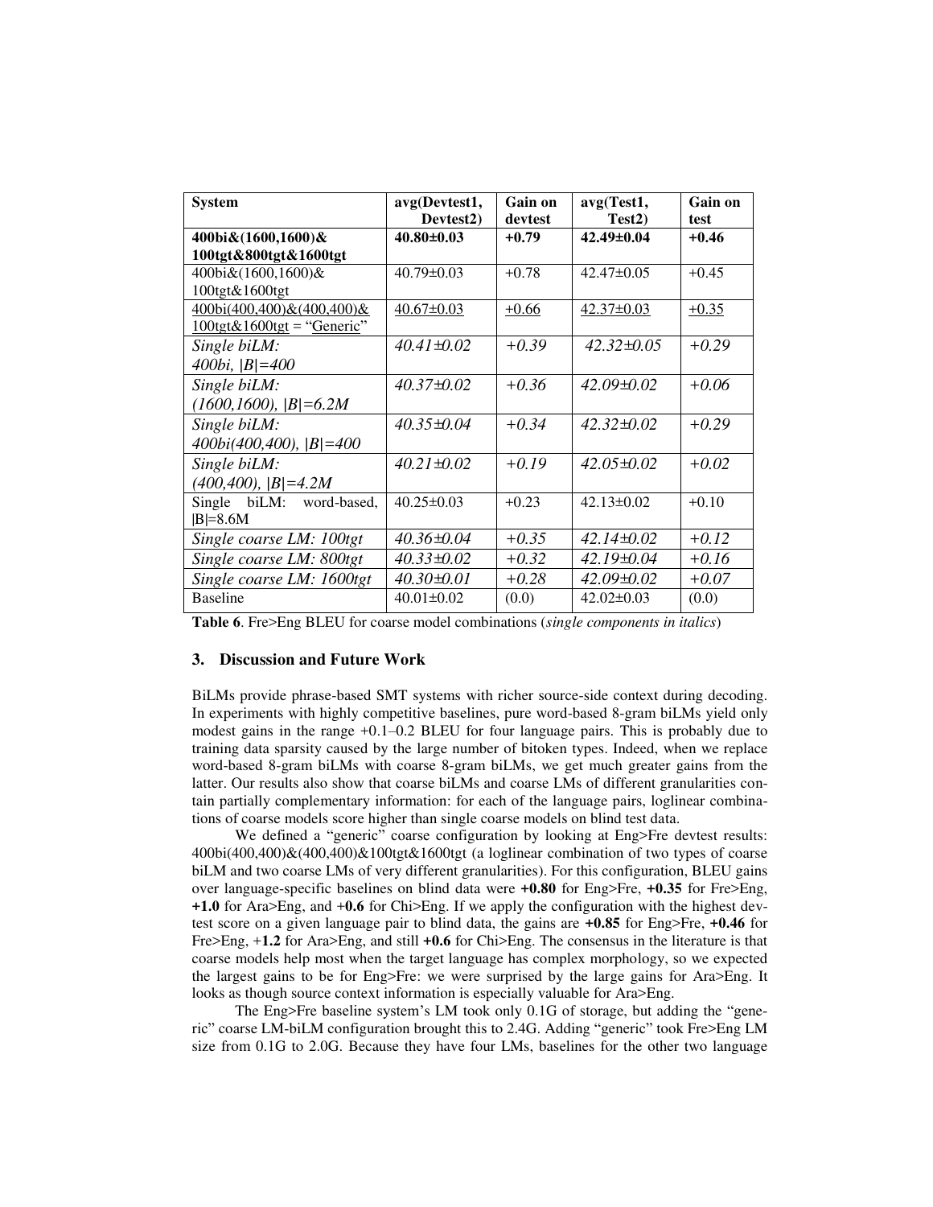| System | avg(Devtest1, Devtest2) | Gain on devtest | avg(Test1, Test2) | Gain on test |
|---|---|---|---|---|
| **400bi&(1600,1600)& 100tgt&800tgt&1600tgt** | **40.80±0.03** | **+0.79** | **42.49±0.04** | **+0.46** |
| 400bi&(1600,1600)& 100tgt&1600tgt | 40.79±0.03 | +0.78 | 42.47±0.05 | +0.45 |
| 400bi(400,400)&(400,400)& 100tgt&1600tgt = "Generic" | 40.67±0.03 | +0.66 | 42.37±0.03 | +0.35 |
| *Single biLM: 400bi, \|B\|=400* | *40.41±0.02* | *+0.39* | *42.32±0.05* | *+0.29* |
| *Single biLM: (1600,1600), \|B\|=6.2M* | *40.37±0.02* | *+0.36* | *42.09±0.02* | *+0.06* |
| *Single biLM: 400bi(400,400), \|B\|=400* | *40.35±0.04* | *+0.34* | *42.32±0.02* | *+0.29* |
| *Single biLM: (400,400), \|B\|=4.2M* | *40.21±0.02* | *+0.19* | *42.05±0.02* | *+0.02* |
| Single biLM: word-based, \|B\|=8.6M | 40.25±0.03 | +0.23 | 42.13±0.02 | +0.10 |
| *Single coarse LM: 100tgt* | *40.36±0.04* | *+0.35* | *42.14±0.02* | *+0.12* |
| *Single coarse LM: 800tgt* | *40.33±0.02* | *+0.32* | *42.19±0.04* | *+0.16* |
| *Single coarse LM: 1600tgt* | *40.30±0.01* | *+0.28* | *42.09±0.02* | *+0.07* |
| Baseline | 40.01±0.02 | (0.0) | 42.02±0.03 | (0.0) |

**Table 6**. Fre>Eng BLEU for coarse model combinations (*single components in italics*)

## 3. Discussion and Future Work

BiLMs provide phrase-based SMT systems with richer source-side context during decoding. In experiments with highly competitive baselines, pure word-based 8-gram biLMs yield only modest gains in the range +0.1–0.2 BLEU for four language pairs. This is probably due to training data sparsity caused by the large number of bitoken types. Indeed, when we replace word-based 8-gram biLMs with coarse 8-gram biLMs, we get much greater gains from the latter. Our results also show that coarse biLMs and coarse LMs of different granularities contain partially complementary information: for each of the language pairs, loglinear combinations of coarse models score higher than single coarse models on blind test data.

We defined a "generic" coarse configuration by looking at Eng>Fre devtest results: 400bi(400,400)&(400,400)&100tgt&1600tgt (a loglinear combination of two types of coarse biLM and two coarse LMs of very different granularities). For this configuration, BLEU gains over language-specific baselines on blind data were **+0.80** for Eng>Fre, **+0.35** for Fre>Eng, **+1.0** for Ara>Eng, and +**0.6** for Chi>Eng. If we apply the configuration with the highest devtest score on a given language pair to blind data, the gains are **+0.85** for Eng>Fre, **+0.46** for Fre>Eng, +**1.2** for Ara>Eng, and still **+0.6** for Chi>Eng. The consensus in the literature is that coarse models help most when the target language has complex morphology, so we expected the largest gains to be for Eng>Fre: we were surprised by the large gains for Ara>Eng. It looks as though source context information is especially valuable for Ara>Eng.

The Eng>Fre baseline system's LM took only 0.1G of storage, but adding the "generic" coarse LM-biLM configuration brought this to 2.4G. Adding "generic" took Fre>Eng LM size from 0.1G to 2.0G. Because they have four LMs, baselines for the other two language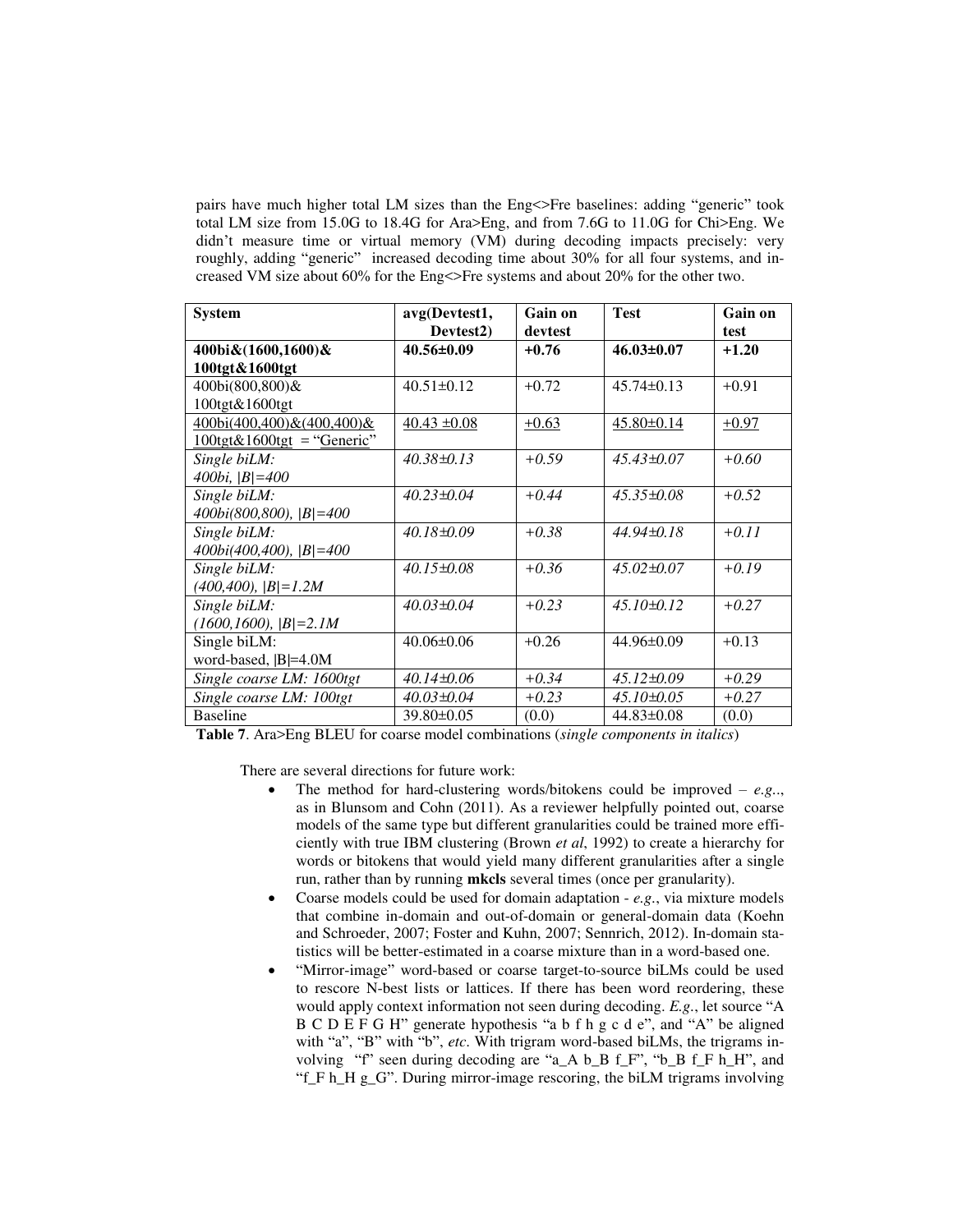pairs have much higher total LM sizes than the Eng<>Fre baselines: adding "generic" took total LM size from 15.0G to 18.4G for Ara>Eng, and from 7.6G to 11.0G for Chi>Eng. We didn't measure time or virtual memory (VM) during decoding impacts precisely: very roughly, adding "generic" increased decoding time about 30% for all four systems, and increased VM size about 60% for the Eng<>Fre systems and about 20% for the other two.

| System | avg(Devtest1, Devtest2) | Gain on devtest | Test | Gain on test |
|---|---|---|---|---|
| **400bi&(1600,1600)& 100tgt&1600tgt** | **40.56±0.09** | **+0.76** | **46.03±0.07** | **+1.20** |
| 400bi(800,800)& 100tgt&1600tgt | 40.51±0.12 | +0.72 | 45.74±0.13 | +0.91 |
| 400bi(400,400)&(400,400)& 100tgt&1600tgt = "Generic" | 40.43 ±0.08 | +0.63 | 45.80±0.14 | +0.97 |
| *Single biLM: 400bi, \|B\|=400* | *40.38±0.13* | *+0.59* | *45.43±0.07* | *+0.60* |
| *Single biLM: 400bi(800,800), \|B\|=400* | *40.23±0.04* | *+0.44* | *45.35±0.08* | *+0.52* |
| *Single biLM: 400bi(400,400), \|B\|=400* | *40.18±0.09* | *+0.38* | *44.94±0.18* | *+0.11* |
| *Single biLM: (400,400), \|B\|=1.2M* | *40.15±0.08* | *+0.36* | *45.02±0.07* | *+0.19* |
| *Single biLM: (1600,1600), \|B\|=2.1M* | *40.03±0.04* | *+0.23* | *45.10±0.12* | *+0.27* |
| Single biLM: word-based, \|B\|=4.0M | 40.06±0.06 | +0.26 | 44.96±0.09 | +0.13 |
| *Single coarse LM: 1600tgt* | *40.14±0.06* | *+0.34* | *45.12±0.09* | *+0.29* |
| *Single coarse LM: 100tgt* | *40.03±0.04* | *+0.23* | *45.10±0.05* | *+0.27* |
| Baseline | 39.80±0.05 | (0.0) | 44.83±0.08 | (0.0) |

**Table 7**. Ara>Eng BLEU for coarse model combinations (*single components in italics*)

There are several directions for future work:

- The method for hard-clustering words/bitokens could be improved – *e.g.*., as in Blunsom and Cohn (2011). As a reviewer helpfully pointed out, coarse models of the same type but different granularities could be trained more efficiently with true IBM clustering (Brown *et al*, 1992) to create a hierarchy for words or bitokens that would yield many different granularities after a single run, rather than by running **mkcls** several times (once per granularity).
- Coarse models could be used for domain adaptation - *e.g.*, via mixture models that combine in-domain and out-of-domain or general-domain data (Koehn and Schroeder, 2007; Foster and Kuhn, 2007; Sennrich, 2012). In-domain statistics will be better-estimated in a coarse mixture than in a word-based one.
- "Mirror-image" word-based or coarse target-to-source biLMs could be used to rescore N-best lists or lattices. If there has been word reordering, these would apply context information not seen during decoding. *E.g.*, let source "A B C D E F G H" generate hypothesis "a b f h g c d e", and "A" be aligned with "a", "B" with "b", *etc*. With trigram word-based biLMs, the trigrams involving "f" seen during decoding are "a_A b_B f_F", "b_B f_F h_H", and "f_F h_H g_G". During mirror-image rescoring, the biLM trigrams involving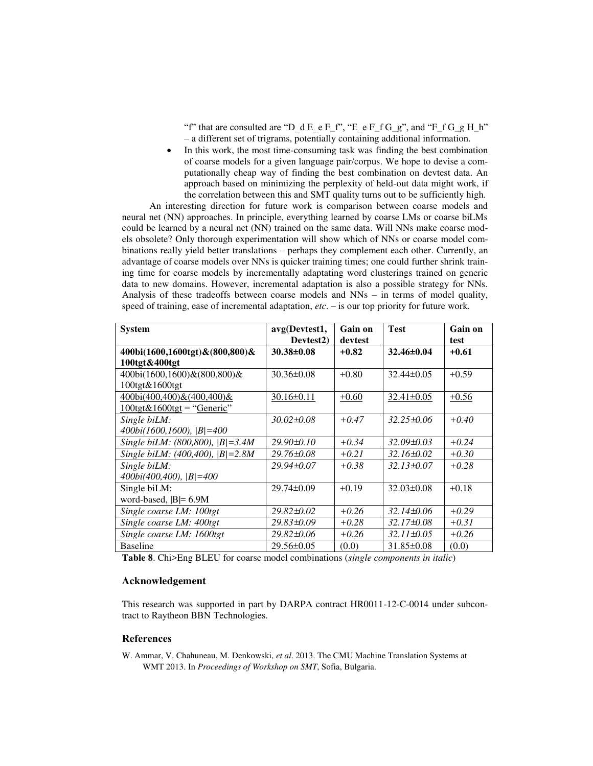"f" that are consulted are "D_d E_e F_f", "E_e F_f G_g", and "F_f G_g H_h" – a different set of trigrams, potentially containing additional information.

- In this work, the most time-consuming task was finding the best combination of coarse models for a given language pair/corpus. We hope to devise a computationally cheap way of finding the best combination on devtest data. An approach based on minimizing the perplexity of held-out data might work, if the correlation between this and SMT quality turns out to be sufficiently high.

An interesting direction for future work is comparison between coarse models and neural net (NN) approaches. In principle, everything learned by coarse LMs or coarse biLMs could be learned by a neural net (NN) trained on the same data. Will NNs make coarse models obsolete? Only thorough experimentation will show which of NNs or coarse model combinations really yield better translations – perhaps they complement each other. Currently, an advantage of coarse models over NNs is quicker training times; one could further shrink training time for coarse models by incrementally adaptating word clusterings trained on generic data to new domains. However, incremental adaptation is also a possible strategy for NNs. Analysis of these tradeoffs between coarse models and NNs – in terms of model quality, speed of training, ease of incremental adaptation, *etc*. – is our top priority for future work.

| System | avg(Devtest1, Devtest2) | Gain on devtest | Test | Gain on test |
|---|---|---|---|---|
| **400bi(1600,1600tgt)&(800,800)& 100tgt&400tgt** | **30.38±0.08** | **+0.82** | **32.46±0.04** | **+0.61** |
| 400bi(1600,1600)&(800,800)& 100tgt&1600tgt | 30.36±0.08 | +0.80 | 32.44±0.05 | +0.59 |
| 400bi(400,400)&(400,400)& 100tgt&1600tgt = "Generic" | 30.16±0.11 | +0.60 | 32.41±0.05 | +0.56 |
| *Single biLM: 400bi(1600,1600), \|B\|=400* | *30.02±0.08* | *+0.47* | *32.25±0.06* | *+0.40* |
| *Single biLM: (800,800), \|B\|=3.4M* | *29.90±0.10* | *+0.34* | *32.09±0.03* | *+0.24* |
| *Single biLM: (400,400), \|B\|=2.8M* | *29.76±0.08* | *+0.21* | *32.16±0.02* | *+0.30* |
| *Single biLM: 400bi(400,400), \|B\|=400* | *29.94±0.07* | *+0.38* | *32.13±0.07* | *+0.28* |
| Single biLM: word-based, \|B\|= 6.9M | 29.74±0.09 | +0.19 | 32.03±0.08 | +0.18 |
| *Single coarse LM: 100tgt* | *29.82±0.02* | *+0.26* | *32.14±0.06* | *+0.29* |
| *Single coarse LM: 400tgt* | *29.83±0.09* | *+0.28* | *32.17±0.08* | *+0.31* |
| *Single coarse LM: 1600tgt* | *29.82±0.06* | *+0.26* | *32.11±0.05* | *+0.26* |
| Baseline | 29.56±0.05 | (0.0) | 31.85±0.08 | (0.0) |

**Table 8**. Chi>Eng BLEU for coarse model combinations (*single components in italic*)

## Acknowledgement

This research was supported in part by DARPA contract HR0011-12-C-0014 under subcontract to Raytheon BBN Technologies.

## References

W. Ammar, V. Chahuneau, M. Denkowski, *et al*. 2013. The CMU Machine Translation Systems at WMT 2013. In *Proceedings of Workshop on SMT*, Sofia, Bulgaria.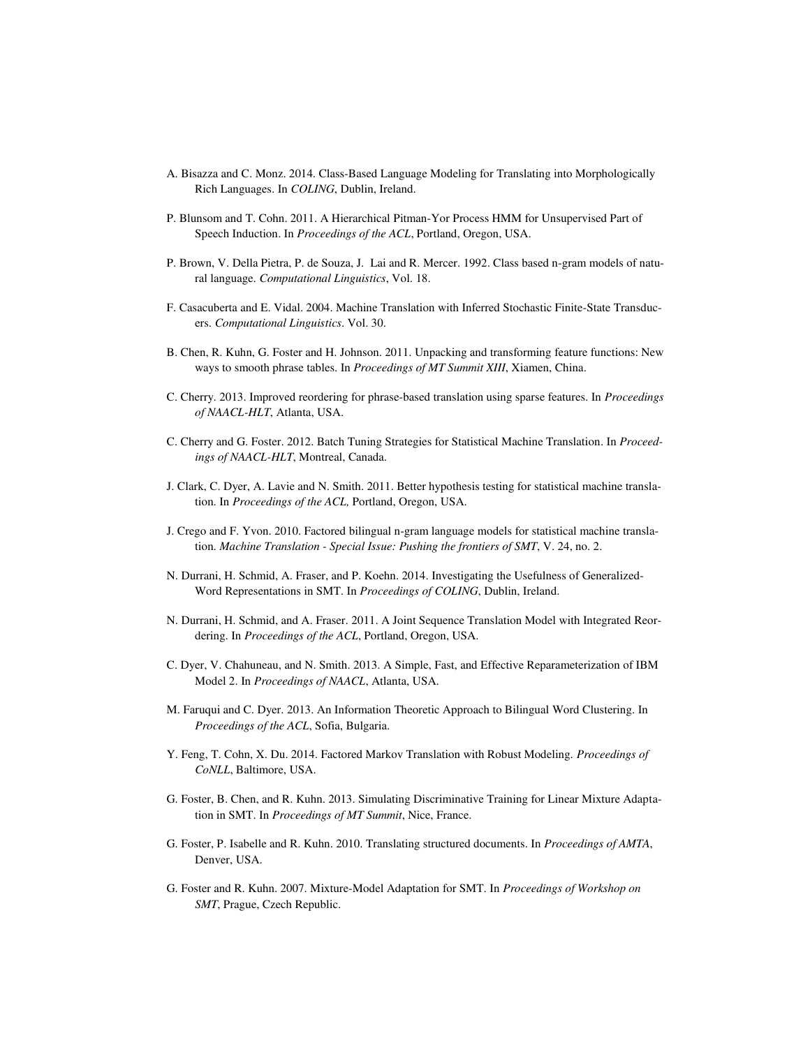A. Bisazza and C. Monz. 2014. Class-Based Language Modeling for Translating into Morphologically Rich Languages. In *COLING*, Dublin, Ireland.

P. Blunsom and T. Cohn. 2011. A Hierarchical Pitman-Yor Process HMM for Unsupervised Part of Speech Induction. In *Proceedings of the ACL*, Portland, Oregon, USA.

P. Brown, V. Della Pietra, P. de Souza, J. Lai and R. Mercer. 1992. Class based n-gram models of natural language. *Computational Linguistics*, Vol. 18.

F. Casacuberta and E. Vidal. 2004. Machine Translation with Inferred Stochastic Finite-State Transducers. *Computational Linguistics*. Vol. 30.

B. Chen, R. Kuhn, G. Foster and H. Johnson. 2011. Unpacking and transforming feature functions: New ways to smooth phrase tables. In *Proceedings of MT Summit XIII*, Xiamen, China.

C. Cherry. 2013. Improved reordering for phrase-based translation using sparse features. In *Proceedings of NAACL-HLT*, Atlanta, USA.

C. Cherry and G. Foster. 2012. Batch Tuning Strategies for Statistical Machine Translation. In *Proceedings of NAACL-HLT*, Montreal, Canada.

J. Clark, C. Dyer, A. Lavie and N. Smith. 2011. Better hypothesis testing for statistical machine translation. In *Proceedings of the ACL,* Portland, Oregon, USA.

J. Crego and F. Yvon. 2010. Factored bilingual n-gram language models for statistical machine translation. *Machine Translation - Special Issue: Pushing the frontiers of SMT*, V. 24, no. 2.

N. Durrani, H. Schmid, A. Fraser, and P. Koehn. 2014. Investigating the Usefulness of Generalized-Word Representations in SMT. In *Proceedings of COLING*, Dublin, Ireland.

N. Durrani, H. Schmid, and A. Fraser. 2011. A Joint Sequence Translation Model with Integrated Reordering. In *Proceedings of the ACL*, Portland, Oregon, USA.

C. Dyer, V. Chahuneau, and N. Smith. 2013. A Simple, Fast, and Effective Reparameterization of IBM Model 2. In *Proceedings of NAACL*, Atlanta, USA.

M. Faruqui and C. Dyer. 2013. An Information Theoretic Approach to Bilingual Word Clustering. In *Proceedings of the ACL*, Sofia, Bulgaria.

Y. Feng, T. Cohn, X. Du. 2014. Factored Markov Translation with Robust Modeling. *Proceedings of CoNLL*, Baltimore, USA.

G. Foster, B. Chen, and R. Kuhn. 2013. Simulating Discriminative Training for Linear Mixture Adaptation in SMT. In *Proceedings of MT Summit*, Nice, France.

G. Foster, P. Isabelle and R. Kuhn. 2010. Translating structured documents. In *Proceedings of AMTA*, Denver, USA.

G. Foster and R. Kuhn. 2007. Mixture-Model Adaptation for SMT. In *Proceedings of Workshop on SMT*, Prague, Czech Republic.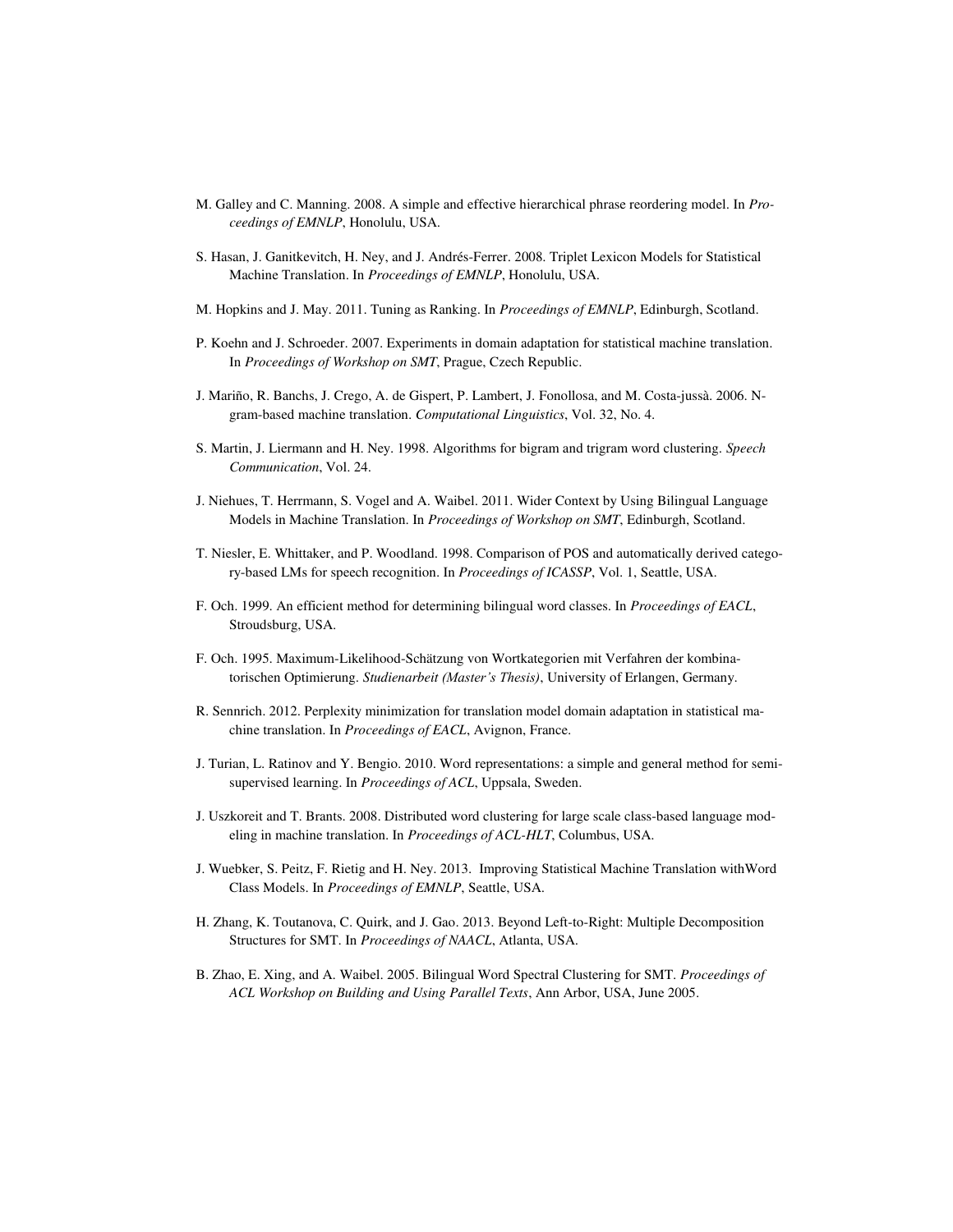M. Galley and C. Manning. 2008. A simple and effective hierarchical phrase reordering model. In *Proceedings of EMNLP*, Honolulu, USA.

S. Hasan, J. Ganitkevitch, H. Ney, and J. Andrés-Ferrer. 2008. Triplet Lexicon Models for Statistical Machine Translation. In *Proceedings of EMNLP*, Honolulu, USA.

M. Hopkins and J. May. 2011. Tuning as Ranking. In *Proceedings of EMNLP*, Edinburgh, Scotland.

P. Koehn and J. Schroeder. 2007. Experiments in domain adaptation for statistical machine translation. In *Proceedings of Workshop on SMT*, Prague, Czech Republic.

J. Mariño, R. Banchs, J. Crego, A. de Gispert, P. Lambert, J. Fonollosa, and M. Costa-jussà. 2006. N-gram-based machine translation. *Computational Linguistics*, Vol. 32, No. 4.

S. Martin, J. Liermann and H. Ney. 1998. Algorithms for bigram and trigram word clustering. *Speech Communication*, Vol. 24.

J. Niehues, T. Herrmann, S. Vogel and A. Waibel. 2011. Wider Context by Using Bilingual Language Models in Machine Translation. In *Proceedings of Workshop on SMT*, Edinburgh, Scotland.

T. Niesler, E. Whittaker, and P. Woodland. 1998. Comparison of POS and automatically derived category-based LMs for speech recognition. In *Proceedings of ICASSP*, Vol. 1, Seattle, USA.

F. Och. 1999. An efficient method for determining bilingual word classes. In *Proceedings of EACL*, Stroudsburg, USA.

F. Och. 1995. Maximum-Likelihood-Schätzung von Wortkategorien mit Verfahren der kombinatorischen Optimierung. *Studienarbeit (Master's Thesis)*, University of Erlangen, Germany.

R. Sennrich. 2012. Perplexity minimization for translation model domain adaptation in statistical machine translation. In *Proceedings of EACL*, Avignon, France.

J. Turian, L. Ratinov and Y. Bengio. 2010. Word representations: a simple and general method for semi-supervised learning. In *Proceedings of ACL*, Uppsala, Sweden.

J. Uszkoreit and T. Brants. 2008. Distributed word clustering for large scale class-based language modeling in machine translation. In *Proceedings of ACL-HLT*, Columbus, USA.

J. Wuebker, S. Peitz, F. Rietig and H. Ney. 2013. Improving Statistical Machine Translation withWord Class Models. In *Proceedings of EMNLP*, Seattle, USA.

H. Zhang, K. Toutanova, C. Quirk, and J. Gao. 2013. Beyond Left-to-Right: Multiple Decomposition Structures for SMT. In *Proceedings of NAACL*, Atlanta, USA.

B. Zhao, E. Xing, and A. Waibel. 2005. Bilingual Word Spectral Clustering for SMT. *Proceedings of ACL Workshop on Building and Using Parallel Texts*, Ann Arbor, USA, June 2005.